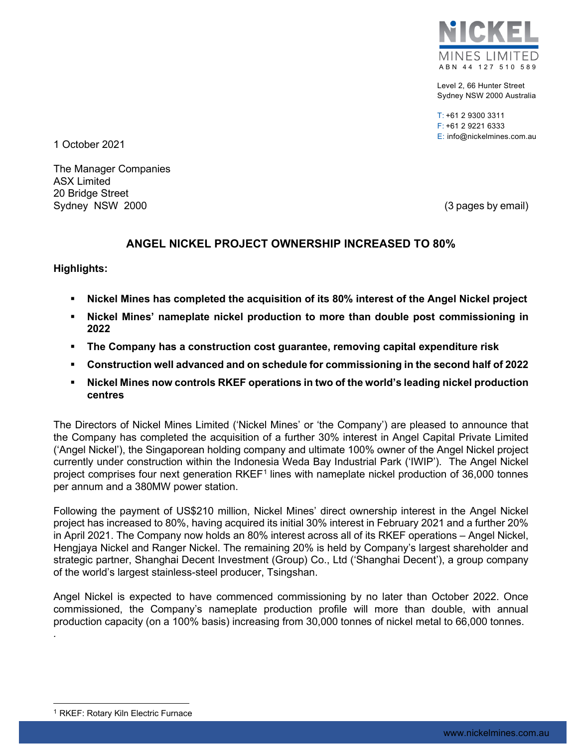NICKEL MINES LIMITED
ABN 44 127 510 589

Level 2, 66 Hunter Street
Sydney NSW 2000 Australia

T: +61 2 9300 3311
F: +61 2 9221 6333
E: info@nickelmines.com.au

1 October 2021

The Manager Companies
ASX Limited
20 Bridge Street
Sydney NSW 2000

(3 pages by email)

## ANGEL NICKEL PROJECT OWNERSHIP INCREASED TO 80%

**Highlights:**

- **Nickel Mines has completed the acquisition of its 80% interest of the Angel Nickel project**
- **Nickel Mines' nameplate nickel production to more than double post commissioning in 2022**
- **The Company has a construction cost guarantee, removing capital expenditure risk**
- **Construction well advanced and on schedule for commissioning in the second half of 2022**
- **Nickel Mines now controls RKEF operations in two of the world's leading nickel production centres**

The Directors of Nickel Mines Limited ('Nickel Mines' or 'the Company') are pleased to announce that the Company has completed the acquisition of a further 30% interest in Angel Capital Private Limited ('Angel Nickel'), the Singaporean holding company and ultimate 100% owner of the Angel Nickel project currently under construction within the Indonesia Weda Bay Industrial Park ('IWIP'). The Angel Nickel project comprises four next generation RKEF[1] lines with nameplate nickel production of 36,000 tonnes per annum and a 380MW power station.

Following the payment of US$210 million, Nickel Mines' direct ownership interest in the Angel Nickel project has increased to 80%, having acquired its initial 30% interest in February 2021 and a further 20% in April 2021. The Company now holds an 80% interest across all of its RKEF operations – Angel Nickel, Hengjaya Nickel and Ranger Nickel. The remaining 20% is held by Company's largest shareholder and strategic partner, Shanghai Decent Investment (Group) Co., Ltd ('Shanghai Decent'), a group company of the world's largest stainless-steel producer, Tsingshan.

Angel Nickel is expected to have commenced commissioning by no later than October 2022. Once commissioned, the Company's nameplate production profile will more than double, with annual production capacity (on a 100% basis) increasing from 30,000 tonnes of nickel metal to 66,000 tonnes.

[1] RKEF: Rotary Kiln Electric Furnace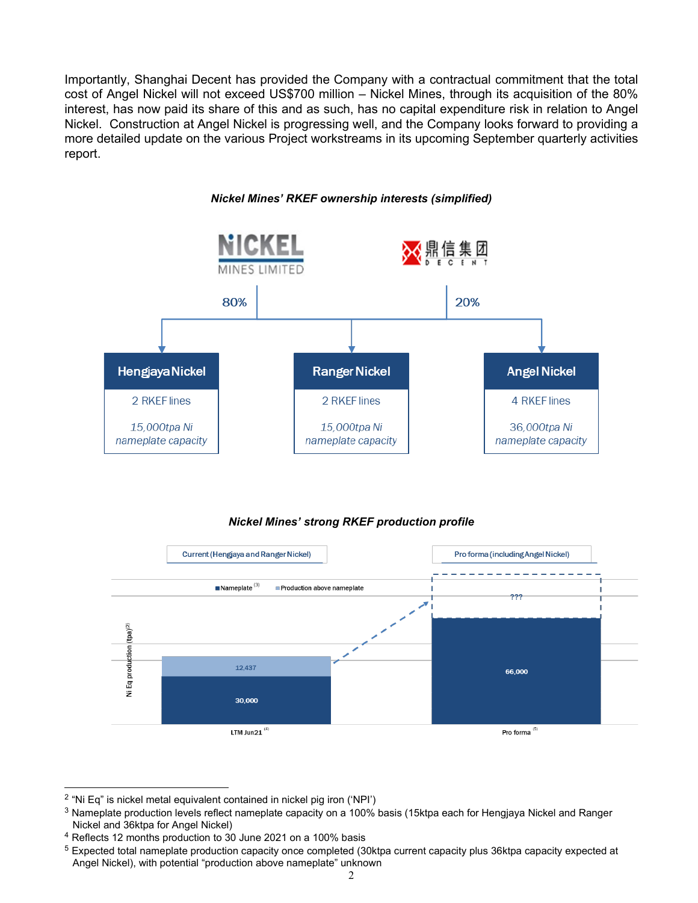Importantly, Shanghai Decent has provided the Company with a contractual commitment that the total cost of Angel Nickel will not exceed US$700 million – Nickel Mines, through its acquisition of the 80% interest, has now paid its share of this and as such, has no capital expenditure risk in relation to Angel Nickel. Construction at Angel Nickel is progressing well, and the Company looks forward to providing a more detailed update on the various Project workstreams in its upcoming September quarterly activities report.

***Nickel Mines' RKEF ownership interests (simplified)***

NICKEL MINES LIMITED — 80% | 鼎信集团 DECENT — 20%

| Hengjaya Nickel | Ranger Nickel | Angel Nickel |
|---|---|---|
| 2 RKEF lines | 2 RKEF lines | 4 RKEF lines |
| *15,000tpa Ni nameplate capacity* | *15,000tpa Ni nameplate capacity* | *36,000tpa Ni nameplate capacity* |

***Nickel Mines' strong RKEF production profile***

Ni Eq production (tpa)[2]

| | Current (Hengjaya and Ranger Nickel) – LTM Jun21[4] | Pro forma (including Angel Nickel) – Pro forma[5] |
|---|---|---|
| Nameplate[3] | 30,000 | 66,000 |
| Production above nameplate | 12,437 | ??? |

---

[2] "Ni Eq" is nickel metal equivalent contained in nickel pig iron ('NPI')

[3] Nameplate production levels reflect nameplate capacity on a 100% basis (15ktpa each for Hengjaya Nickel and Ranger Nickel and 36ktpa for Angel Nickel)

[4] Reflects 12 months production to 30 June 2021 on a 100% basis

[5] Expected total nameplate production capacity once completed (30ktpa current capacity plus 36ktpa capacity expected at Angel Nickel), with potential "production above nameplate" unknown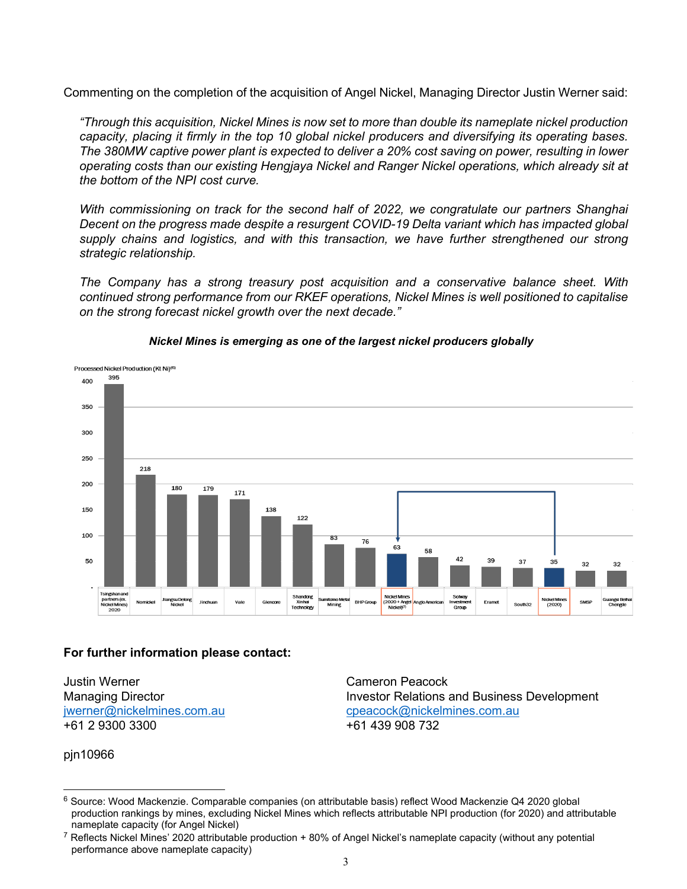Commenting on the completion of the acquisition of Angel Nickel, Managing Director Justin Werner said:

*"Through this acquisition, Nickel Mines is now set to more than double its nameplate nickel production capacity, placing it firmly in the top 10 global nickel producers and diversifying its operating bases. The 380MW captive power plant is expected to deliver a 20% cost saving on power, resulting in lower operating costs than our existing Hengjaya Nickel and Ranger Nickel operations, which already sit at the bottom of the NPI cost curve.*

*With commissioning on track for the second half of 2022, we congratulate our partners Shanghai Decent on the progress made despite a resurgent COVID-19 Delta variant which has impacted global supply chains and logistics, and with this transaction, we have further strengthened our strong strategic relationship.*

*The Company has a strong treasury post acquisition and a conservative balance sheet. With continued strong performance from our RKEF operations, Nickel Mines is well positioned to capitalise on the strong forecast nickel growth over the next decade."*

***Nickel Mines is emerging as one of the largest nickel producers globally***

Processed Nickel Production (Kt Ni)[6]

400
350
300
250
200
150
100
50
-

395
218
180
179
171
138
122
83
76
63
58
42
39
37
35
32
32

Tsingshan and partners (ex. Nickel Mines) 2020
Nornickel
Jiangsu Delong Nickel
Jinchuan
Vale
Glencore
Shandong Xinhai Technology
Sumitomo Metal Mining
BHP Group
Nickel Mines (2020 + Angel Nickel)[7]
Anglo American
Solway Investment Group
Eramet
South32
Nickel Mines (2020)
SMSP
Guangxi Beihai Chengde

**For further information please contact:**

Justin Werner
Managing Director
jwerner@nickelmines.com.au
+61 2 9300 3300

Cameron Peacock
Investor Relations and Business Development
cpeacock@nickelmines.com.au
+61 439 908 732

pjn10966

[6] Source: Wood Mackenzie. Comparable companies (on attributable basis) reflect Wood Mackenzie Q4 2020 global production rankings by mines, excluding Nickel Mines which reflects attributable NPI production (for 2020) and attributable nameplate capacity (for Angel Nickel)

[7] Reflects Nickel Mines' 2020 attributable production + 80% of Angel Nickel's nameplate capacity (without any potential performance above nameplate capacity)